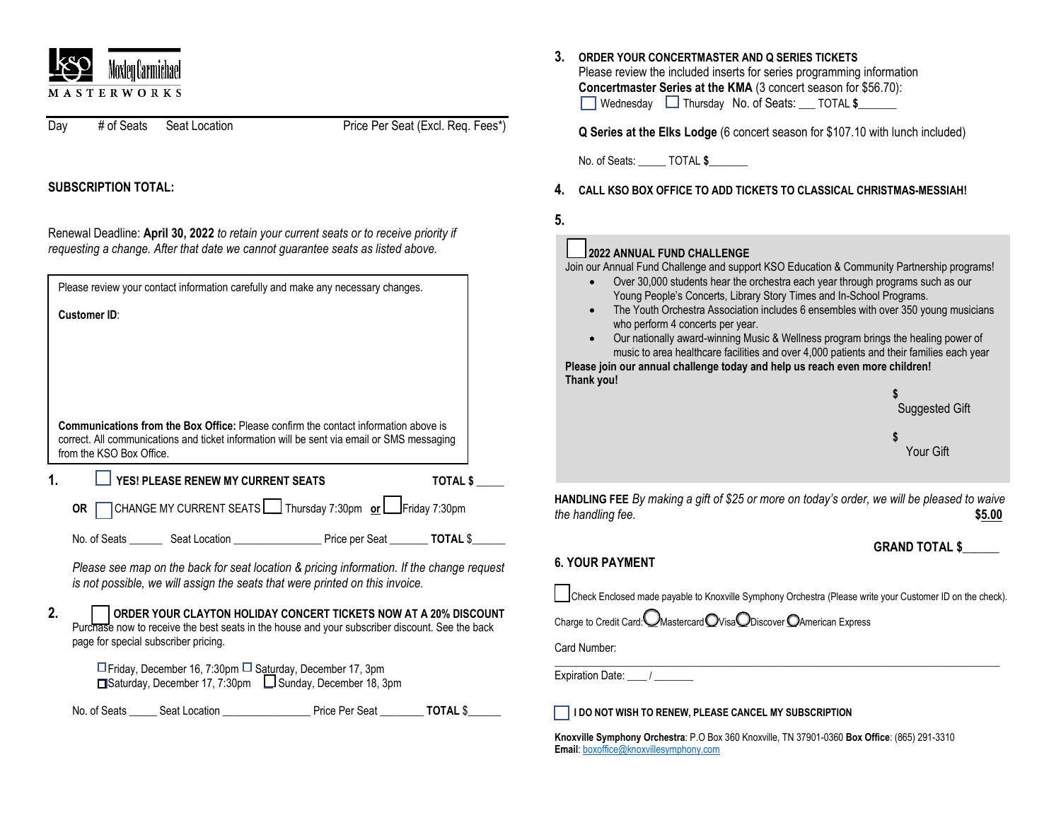KSO Moxley Carmichael MASTERWORKS

| Day | # of Seats | Seat Location | Price Per Seat (Excl. Req. Fees*) |
|---|---|---|---|

**SUBSCRIPTION TOTAL:**

Renewal Deadline: **April 30, 2022** *to retain your current seats or to receive priority if requesting a change. After that date we cannot guarantee seats as listed above.*

Please review your contact information carefully and make any necessary changes.

**Customer ID**:

**Communications from the Box Office:** Please confirm the contact information above is correct. All communications and ticket information will be sent via email or SMS messaging from the KSO Box Office.

**1.** ☐ **YES! PLEASE RENEW MY CURRENT SEATS** **TOTAL $** _____

**OR** ☐ CHANGE MY CURRENT SEATS ☐ Thursday 7:30pm **or** ☐ Friday 7:30pm

No. of Seats ______ Seat Location _______________ Price per Seat _______ **TOTAL** $______

*Please see map on the back for seat location & pricing information. If the change request is not possible, we will assign the seats that were printed on this invoice.*

**2.** ☐ **ORDER YOUR CLAYTON HOLIDAY CONCERT TICKETS NOW AT A 20% DISCOUNT**
Purchase now to receive the best seats in the house and your subscriber discount. See the back page for special subscriber pricing.

☐ Friday, December 16, 7:30pm ☐ Saturday, December 17, 3pm
☐ Saturday, December 17, 7:30pm ☐ Sunday, December 18, 3pm

No. of Seats _____ Seat Location _______________ Price Per Seat ________ **TOTAL** $______

**3. ORDER YOUR CONCERTMASTER AND Q SERIES TICKETS**
Please review the included inserts for series programming information
**Concertmaster Series at the KMA** (3 concert season for $56.70):
☐ Wednesday ☐ Thursday No. of Seats: ___ TOTAL **$**_______

**Q Series at the Elks Lodge** (6 concert season for $107.10 with lunch included)

No. of Seats: _____ TOTAL **$**_______

**4. CALL KSO BOX OFFICE TO ADD TICKETS TO CLASSICAL CHRISTMAS-MESSIAH!**

**5.**

☐ **2022 ANNUAL FUND CHALLENGE**
Join our Annual Fund Challenge and support KSO Education & Community Partnership programs!

- Over 30,000 students hear the orchestra each year through programs such as our Young People's Concerts, Library Story Times and In-School Programs.
- The Youth Orchestra Association includes 6 ensembles with over 350 young musicians who perform 4 concerts per year.
- Our nationally award-winning Music & Wellness program brings the healing power of music to area healthcare facilities and over 4,000 patients and their families each year

**Please join our annual challenge today and help us reach even more children!**
**Thank you!**

**$** Suggested Gift

**$** Your Gift

**HANDLING FEE** *By making a gift of $25 or more on today's order, we will be pleased to waive the handling fee.* **$5.00**

**GRAND TOTAL $**______

**6. YOUR PAYMENT**

☐ Check Enclosed made payable to Knoxville Symphony Orchestra (Please write your Customer ID on the check).

Charge to Credit Card: ○ Mastercard ○ Visa ○ Discover ○ American Express

Card Number: ______________________________________________

Expiration Date: ____ / _______

☐ **I DO NOT WISH TO RENEW, PLEASE CANCEL MY SUBSCRIPTION**

**Knoxville Symphony Orchestra**: P.O Box 360 Knoxville, TN 37901-0360 **Box Office**: (865) 291-3310
**Email**: boxoffice@knoxvillesymphony.com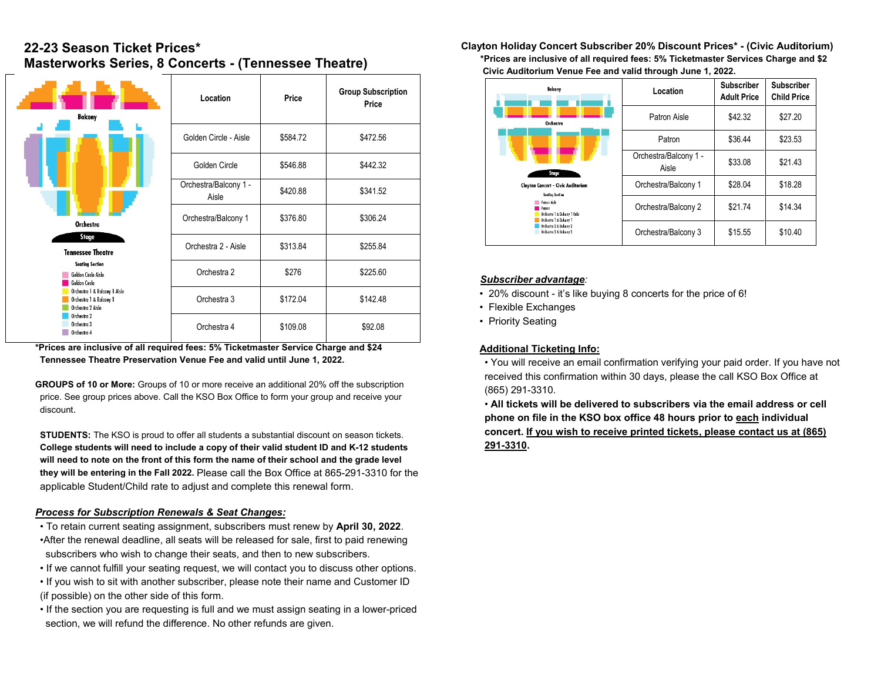## 22-23 Season Ticket Prices*
## Masterworks Series, 8 Concerts - (Tennessee Theatre)

Balcony

Orchestra

Stage

Tennessee Theatre

Seating Section

Golden Circle Aisle
Golden Circle
Orchestra 1 & Balcony 1 Aisle
Orchestra 1 & Balcony 1
Orchestra 2 Aisle
Orchestra 2
Orchestra 3
Orchestra 4

| Location | Price | Group Subscription Price |
|---|---|---|
| Golden Circle - Aisle | $584.72 | $472.56 |
| Golden Circle | $546.88 | $442.32 |
| Orchestra/Balcony 1 - Aisle | $420.88 | $341.52 |
| Orchestra/Balcony 1 | $376.80 | $306.24 |
| Orchestra 2 - Aisle | $313.84 | $255.84 |
| Orchestra 2 | $276 | $225.60 |
| Orchestra 3 | $172.04 | $142.48 |
| Orchestra 4 | $109.08 | $92.08 |

**\*Prices are inclusive of all required fees: 5% Ticketmaster Service Charge and $24 Tennessee Theatre Preservation Venue Fee and valid until June 1, 2022.**

**GROUPS of 10 or More:** Groups of 10 or more receive an additional 20% off the subscription price. See group prices above. Call the KSO Box Office to form your group and receive your discount.

**STUDENTS:** The KSO is proud to offer all students a substantial discount on season tickets. **College students will need to include a copy of their valid student ID and K-12 students will need to note on the front of this form the name of their school and the grade level they will be entering in the Fall 2022.** Please call the Box Office at 865-291-3310 for the applicable Student/Child rate to adjust and complete this renewal form.

***Process for Subscription Renewals & Seat Changes:***

- To retain current seating assignment, subscribers must renew by **April 30, 2022**.
- After the renewal deadline, all seats will be released for sale, first to paid renewing subscribers who wish to change their seats, and then to new subscribers.
- If we cannot fulfill your seating request, we will contact you to discuss other options.
- If you wish to sit with another subscriber, please note their name and Customer ID (if possible) on the other side of this form.
- If the section you are requesting is full and we must assign seating in a lower-priced section, we will refund the difference. No other refunds are given.

## Clayton Holiday Concert Subscriber 20% Discount Prices* - (Civic Auditorium)

**\*Prices are inclusive of all required fees: 5% Ticketmaster Services Charge and $2 Civic Auditorium Venue Fee and valid through June 1, 2022.**

Balcony

Orchestra

Stage

Clayton Concert - Civic Auditorium

Seating Section

Patron Aisle
Patron
Orchestra 1 & Balcony 1 Aisle
Orchestra 1 & Balcony 1
Orchestra 2 & Balcony 2
Orchestra 3 & Balcony 3

| Location | Subscriber Adult Price | Subscriber Child Price |
|---|---|---|
| Patron Aisle | $42.32 | $27.20 |
| Patron | $36.44 | $23.53 |
| Orchestra/Balcony 1 - Aisle | $33.08 | $21.43 |
| Orchestra/Balcony 1 | $28.04 | $18.28 |
| Orchestra/Balcony 2 | $21.74 | $14.34 |
| Orchestra/Balcony 3 | $15.55 | $10.40 |

***Subscriber advantage:***

- 20% discount - it's like buying 8 concerts for the price of 6!
- Flexible Exchanges
- Priority Seating

**Additional Ticketing Info:**

- You will receive an email confirmation verifying your paid order. If you have not received this confirmation within 30 days, please the call KSO Box Office at (865) 291-3310.
- **All tickets will be delivered to subscribers via the email address or cell phone on file in the KSO box office 48 hours prior to each individual concert. If you wish to receive printed tickets, please contact us at (865) 291-3310.**